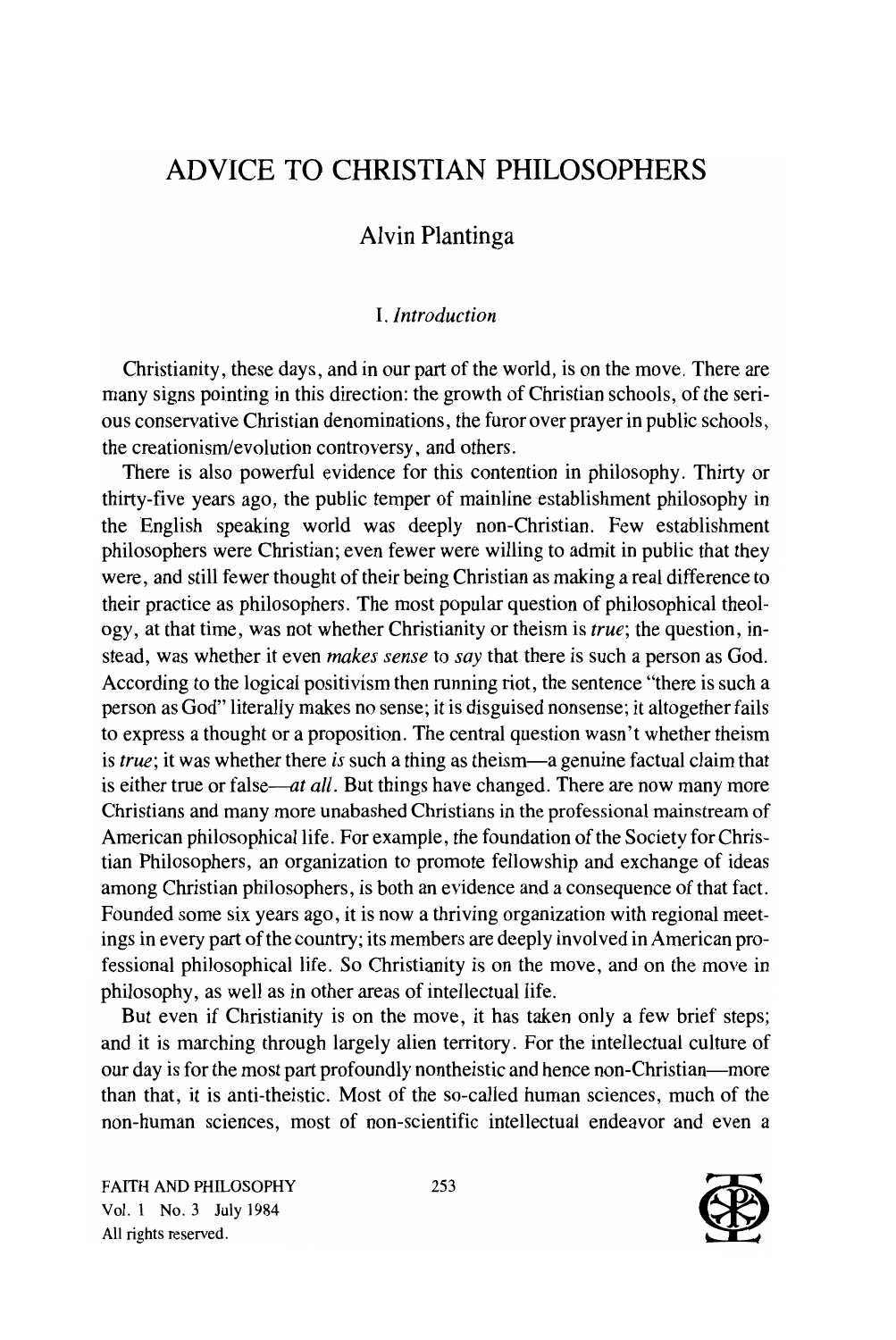# ADVICE TO CHRISTIAN PHILOSOPHERS

## Alvin Plantinga

### I. *Introduction*

Christianity, these days, and in our part of the world, is on the move. There are many signs pointing in this direction: the growth of Christian schools, of the serious conservative Christian denominations, the furor over prayer in public schools, the creationism/evolution controversy, and others.

There is also powerful evidence for this contention in philosophy. Thirty or thirty-five years ago, the public temper of mainline establishment philosophy in the English speaking world was deeply non-Christian. Few establishment philosophers were Christian; even fewer were willing to admit in public that they were, and still fewer thought of their being Christian as making a real difference to their practice as philosophers. The most popular question of philosophical theology, at that time, was not whether Christianity or theism is *true*; the question, instead, was whether it even *makes sense* to *say* that there is such a person as God. According to the logical positivism then running riot, the sentence "there is such a person as God" literally makes no sense; it is disguised nonsense; it altogether fails to express a thought or a proposition. The central question wasn't whether theism is *true*; it was whether there *is* such a thing as theism—a genuine factual claim that is either true or false—*at all*. But things have changed. There are now many more Christians and many more unabashed Christians in the professional mainstream of American philosophical life. For example, the foundation of the Society for Christian Philosophers, an organization to promote fellowship and exchange of ideas among Christian philosophers, is both an evidence and a consequence of that fact. Founded some six years ago, it is now a thriving organization with regional meetings in every part of the country; its members are deeply involved in American professional philosophical life. So Christianity is on the move, and on the move in philosophy, as well as in other areas of intellectual life.

But even if Christianity is on the move, it has taken only a few brief steps; and it is marching through largely alien territory. For the intellectual culture of our day is for the most part profoundly nontheistic and hence non-Christian—more than that, it is anti-theistic. Most of the so-called human sciences, much of the non-human sciences, most of non-scientific intellectual endeavor and even a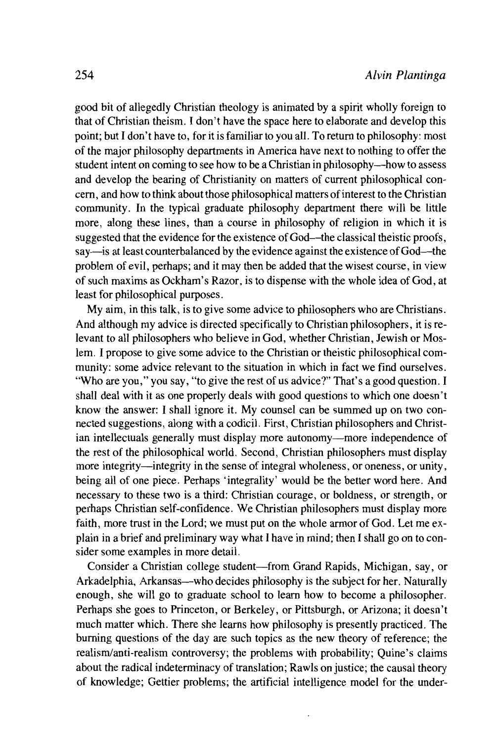good bit of allegedly Christian theology is animated by a spirit wholly foreign to that of Christian theism. I don't have the space here to elaborate and develop this point; but I don't have to, for it is familiar to you all. To return to philosophy: most of the major philosophy departments in America have next to nothing to offer the student intent on coming to see how to be a Christian in philosophy—how to assess and develop the bearing of Christianity on matters of current philosophical concern, and how to think about those philosophical matters of interest to the Christian community. In the typical graduate philosophy department there will be little more, along these lines, than a course in philosophy of religion in which it is suggested that the evidence for the existence of God—the classical theistic proofs, say—is at least counterbalanced by the evidence against the existence of God—the problem of evil, perhaps; and it may then be added that the wisest course, in view of such maxims as Ockham's Razor, is to dispense with the whole idea of God, at least for philosophical purposes.

My aim, in this talk, is to give some advice to philosophers who are Christians. And although my advice is directed specifically to Christian philosophers, it is relevant to all philosophers who believe in God, whether Christian, Jewish or Moslem. I propose to give some advice to the Christian or theistic philosophical community: some advice relevant to the situation in which in fact we find ourselves. "Who are you," you say, "to give the rest of us advice?" That's a good question. I shall deal with it as one properly deals with good questions to which one doesn't know the answer: I shall ignore it. My counsel can be summed up on two connected suggestions, along with a codicil. First, Christian philosophers and Christian intellectuals generally must display more autonomy—more independence of the rest of the philosophical world. Second, Christian philosophers must display more integrity—integrity in the sense of integral wholeness, or oneness, or unity, being all of one piece. Perhaps 'integrality' would be the better word here. And necessary to these two is a third: Christian courage, or boldness, or strength, or perhaps Christian self-confidence. We Christian philosophers must display more faith, more trust in the Lord; we must put on the whole armor of God. Let me explain in a brief and preliminary way what I have in mind; then I shall go on to consider some examples in more detail.

Consider a Christian college student—from Grand Rapids, Michigan, say, or Arkadelphia, Arkansas—who decides philosophy is the subject for her. Naturally enough, she will go to graduate school to learn how to become a philosopher. Perhaps she goes to Princeton, or Berkeley, or Pittsburgh, or Arizona; it doesn't much matter which. There she learns how philosophy is presently practiced. The burning questions of the day are such topics as the new theory of reference; the realism/anti-realism controversy; the problems with probability; Quine's claims about the radical indeterminacy of translation; Rawls on justice; the causal theory of knowledge; Gettier problems; the artificial intelligence model for the under-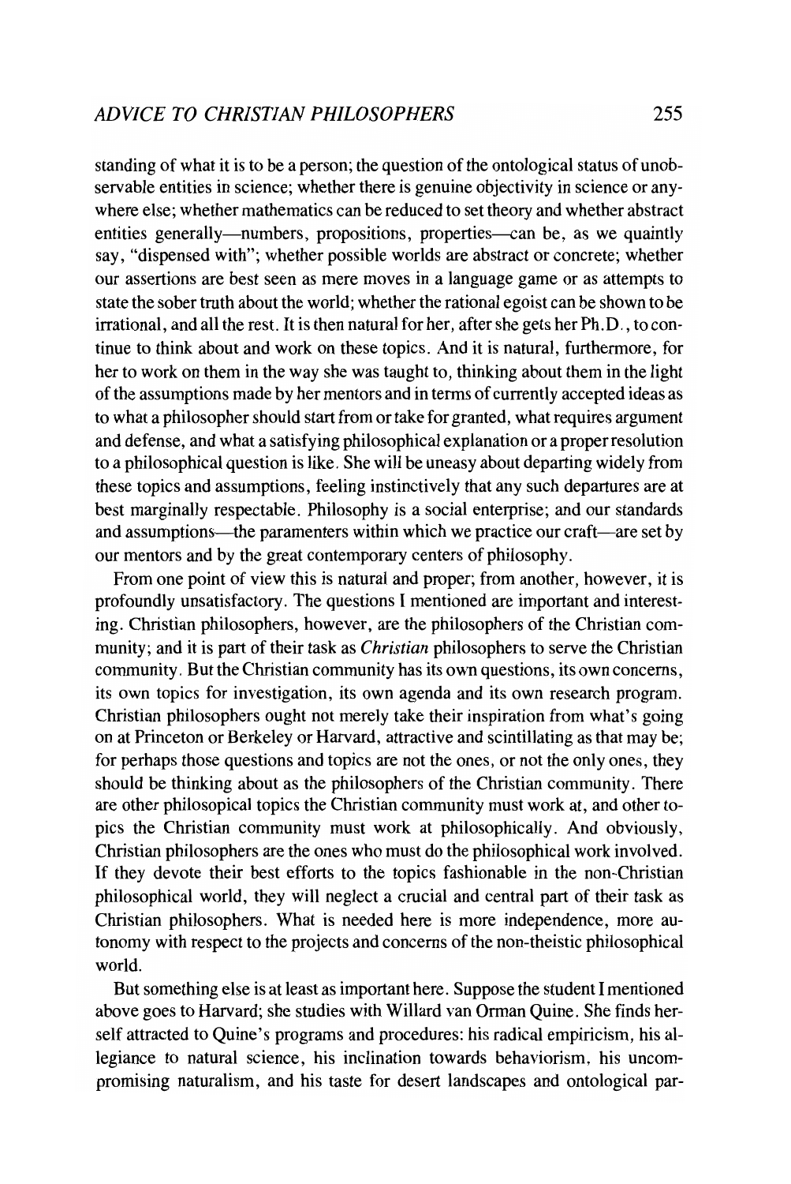standing of what it is to be a person; the question of the ontological status of unobservable entities in science; whether there is genuine objectivity in science or anywhere else; whether mathematics can be reduced to set theory and whether abstract entities generally—numbers, propositions, properties—can be, as we quaintly say, "dispensed with"; whether possible worlds are abstract or concrete; whether our assertions are best seen as mere moves in a language game or as attempts to state the sober truth about the world; whether the rational egoist can be shown to be irrational, and all the rest. It is then natural for her, after she gets her Ph.D., to continue to think about and work on these topics. And it is natural, furthermore, for her to work on them in the way she was taught to, thinking about them in the light of the assumptions made by her mentors and in terms of currently accepted ideas as to what a philosopher should start from or take for granted, what requires argument and defense, and what a satisfying philosophical explanation or a proper resolution to a philosophical question is like. She will be uneasy about departing widely from these topics and assumptions, feeling instinctively that any such departures are at best marginally respectable. Philosophy is a social enterprise; and our standards and assumptions—the paramenters within which we practice our craft—are set by our mentors and by the great contemporary centers of philosophy.

From one point of view this is natural and proper; from another, however, it is profoundly unsatisfactory. The questions I mentioned are important and interesting. Christian philosophers, however, are the philosophers of the Christian community; and it is part of their task as *Christian* philosophers to serve the Christian community. But the Christian community has its own questions, its own concerns, its own topics for investigation, its own agenda and its own research program. Christian philosophers ought not merely take their inspiration from what's going on at Princeton or Berkeley or Harvard, attractive and scintillating as that may be; for perhaps those questions and topics are not the ones, or not the only ones, they should be thinking about as the philosophers of the Christian community. There are other philosopical topics the Christian community must work at, and other topics the Christian community must work at philosophically. And obviously, Christian philosophers are the ones who must do the philosophical work involved. If they devote their best efforts to the topics fashionable in the non-Christian philosophical world, they will neglect a crucial and central part of their task as Christian philosophers. What is needed here is more independence, more autonomy with respect to the projects and concerns of the non-theistic philosophical world.

But something else is at least as important here. Suppose the student I mentioned above goes to Harvard; she studies with Willard van Orman Quine. She finds herself attracted to Quine's programs and procedures: his radical empiricism, his allegiance to natural science, his inclination towards behaviorism, his uncompromising naturalism, and his taste for desert landscapes and ontological par-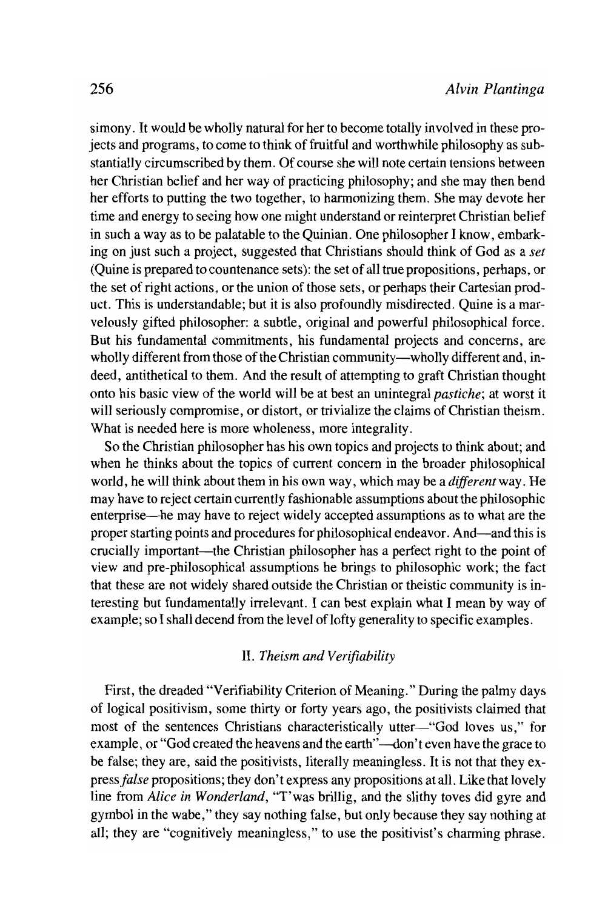simony. It would be wholly natural for her to become totally involved in these projects and programs, to come to think of fruitful and worthwhile philosophy as substantially circumscribed by them. Of course she will note certain tensions between her Christian belief and her way of practicing philosophy; and she may then bend her efforts to putting the two together, to harmonizing them. She may devote her time and energy to seeing how one might understand or reinterpret Christian belief in such a way as to be palatable to the Quinian. One philosopher I know, embarking on just such a project, suggested that Christians should think of God as a *set* (Quine is prepared to countenance sets): the set of all true propositions, perhaps, or the set of right actions, or the union of those sets, or perhaps their Cartesian product. This is understandable; but it is also profoundly misdirected. Quine is a marvelously gifted philosopher: a subtle, original and powerful philosophical force. But his fundamental commitments, his fundamental projects and concerns, are wholly different from those of the Christian community—wholly different and, indeed, antithetical to them. And the result of attempting to graft Christian thought onto his basic view of the world will be at best an unintegral *pastiche*; at worst it will seriously compromise, or distort, or trivialize the claims of Christian theism. What is needed here is more wholeness, more integrality.

So the Christian philosopher has his own topics and projects to think about; and when he thinks about the topics of current concern in the broader philosophical world, he will think about them in his own way, which may be a *different* way. He may have to reject certain currently fashionable assumptions about the philosophic enterprise—he may have to reject widely accepted assumptions as to what are the proper starting points and procedures for philosophical endeavor. And—and this is crucially important—the Christian philosopher has a perfect right to the point of view and pre-philosophical assumptions he brings to philosophic work; the fact that these are not widely shared outside the Christian or theistic community is interesting but fundamentally irrelevant. I can best explain what I mean by way of example; so I shall decend from the level of lofty generality to specific examples.

## II. *Theism and Verifiability*

First, the dreaded "Verifiability Criterion of Meaning." During the palmy days of logical positivism, some thirty or forty years ago, the positivists claimed that most of the sentences Christians characteristically utter—"God loves us," for example, or "God created the heavens and the earth"—don't even have the grace to be false; they are, said the positivists, literally meaningless. It is not that they express *false* propositions; they don't express any propositions at all. Like that lovely line from *Alice in Wonderland*, "T'was brillig, and the slithy toves did gyre and gymbol in the wabe," they say nothing false, but only because they say nothing at all; they are "cognitively meaningless," to use the positivist's charming phrase.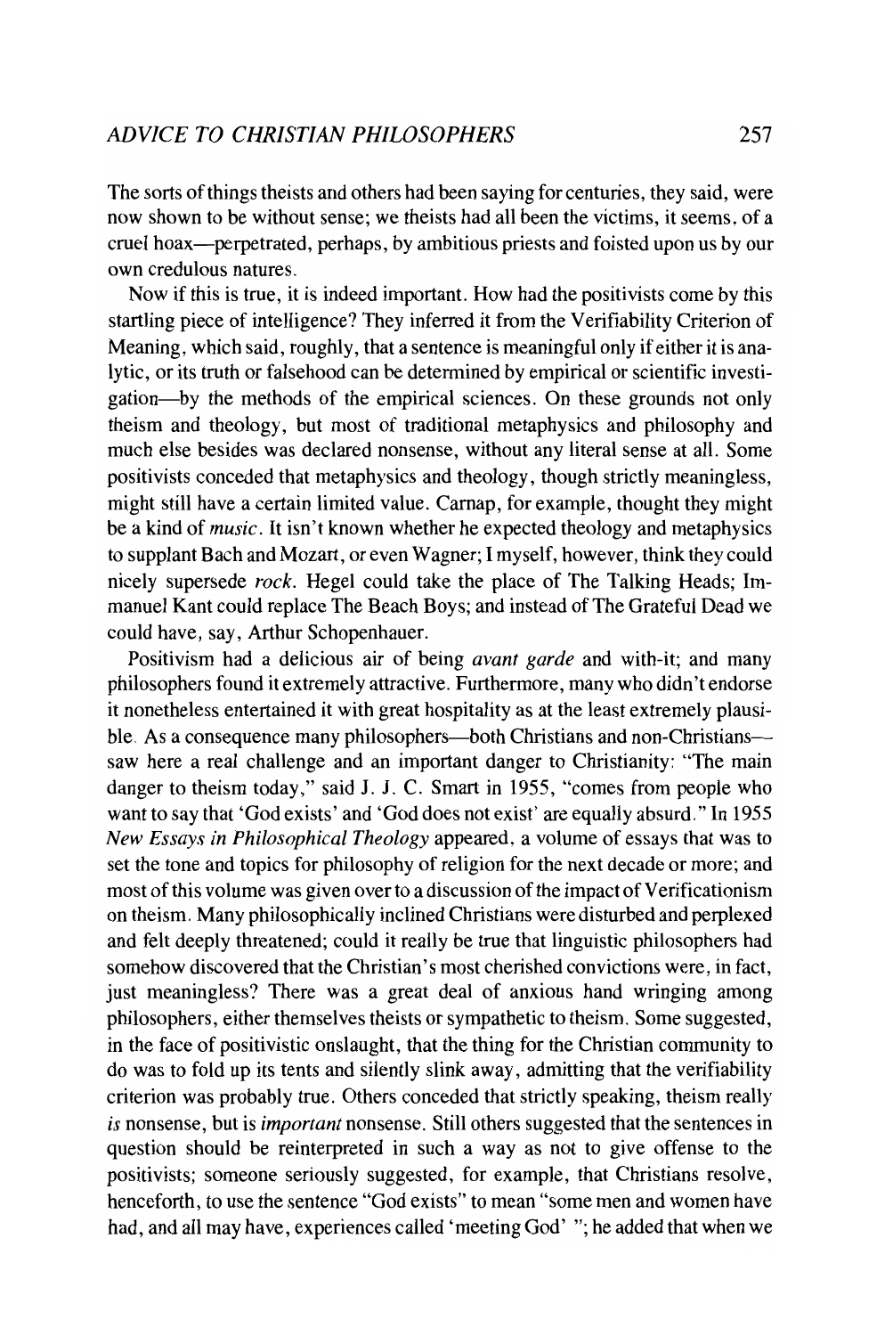The sorts of things theists and others had been saying for centuries, they said, were now shown to be without sense; we theists had all been the victims, it seems, of a cruel hoax—perpetrated, perhaps, by ambitious priests and foisted upon us by our own credulous natures.

Now if this is true, it is indeed important. How had the positivists come by this startling piece of intelligence? They inferred it from the Verifiability Criterion of Meaning, which said, roughly, that a sentence is meaningful only if either it is analytic, or its truth or falsehood can be determined by empirical or scientific investigation—by the methods of the empirical sciences. On these grounds not only theism and theology, but most of traditional metaphysics and philosophy and much else besides was declared nonsense, without any literal sense at all. Some positivists conceded that metaphysics and theology, though strictly meaningless, might still have a certain limited value. Carnap, for example, thought they might be a kind of *music*. It isn't known whether he expected theology and metaphysics to supplant Bach and Mozart, or even Wagner; I myself, however, think they could nicely supersede *rock*. Hegel could take the place of The Talking Heads; Immanuel Kant could replace The Beach Boys; and instead of The Grateful Dead we could have, say, Arthur Schopenhauer.

Positivism had a delicious air of being *avant garde* and with-it; and many philosophers found it extremely attractive. Furthermore, many who didn't endorse it nonetheless entertained it with great hospitality as at the least extremely plausible. As a consequence many philosophers—both Christians and non-Christians—saw here a real challenge and an important danger to Christianity: "The main danger to theism today," said J. J. C. Smart in 1955, "comes from people who want to say that 'God exists' and 'God does not exist' are equally absurd." In 1955 *New Essays in Philosophical Theology* appeared, a volume of essays that was to set the tone and topics for philosophy of religion for the next decade or more; and most of this volume was given over to a discussion of the impact of Verificationism on theism. Many philosophically inclined Christians were disturbed and perplexed and felt deeply threatened; could it really be true that linguistic philosophers had somehow discovered that the Christian's most cherished convictions were, in fact, just meaningless? There was a great deal of anxious hand wringing among philosophers, either themselves theists or sympathetic to theism. Some suggested, in the face of positivistic onslaught, that the thing for the Christian community to do was to fold up its tents and silently slink away, admitting that the verifiability criterion was probably true. Others conceded that strictly speaking, theism really *is* nonsense, but is *important* nonsense. Still others suggested that the sentences in question should be reinterpreted in such a way as not to give offense to the positivists; someone seriously suggested, for example, that Christians resolve, henceforth, to use the sentence "God exists" to mean "some men and women have had, and all may have, experiences called 'meeting God' "; he added that when we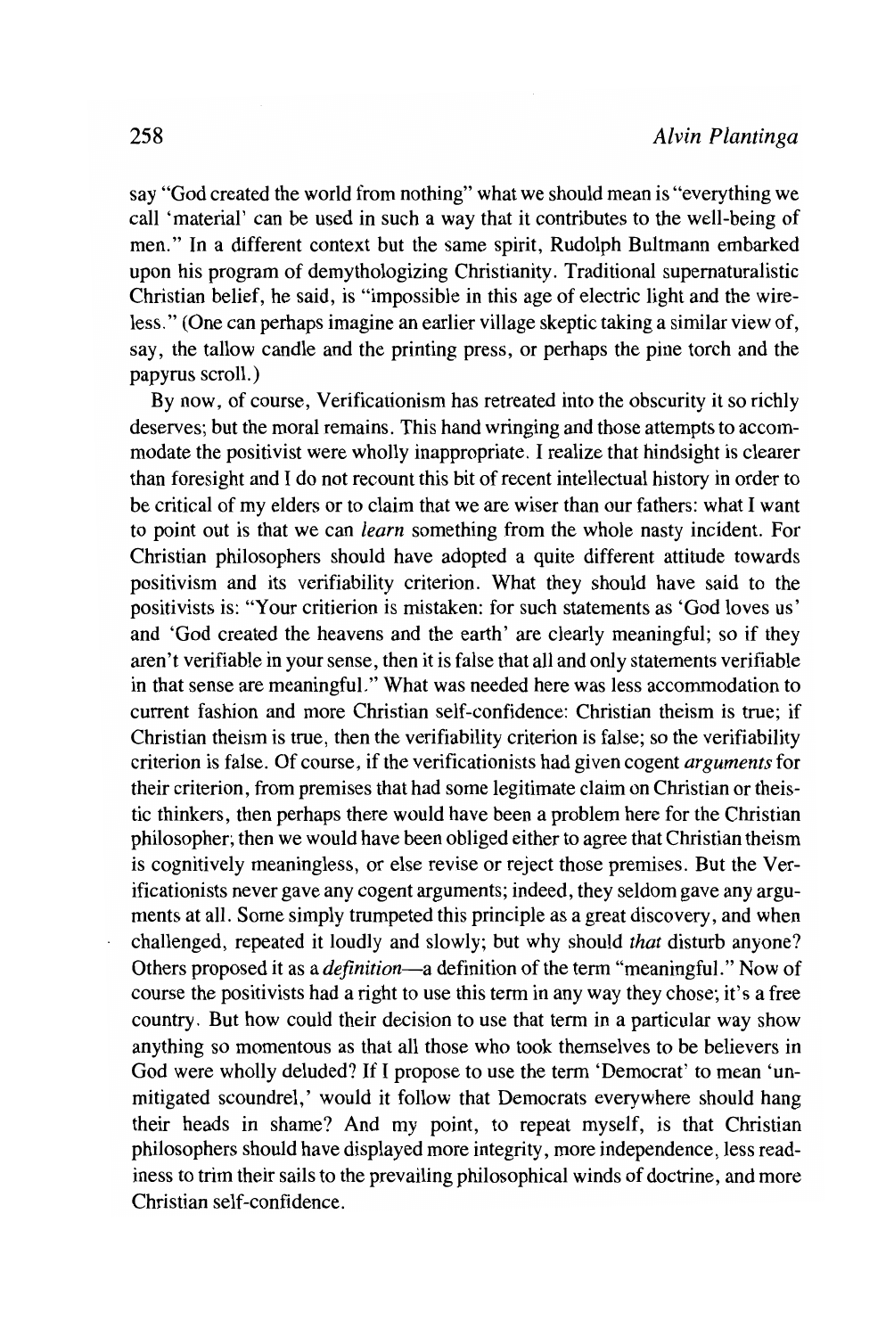say "God created the world from nothing" what we should mean is "everything we call 'material' can be used in such a way that it contributes to the well-being of men." In a different context but the same spirit, Rudolph Bultmann embarked upon his program of demythologizing Christianity. Traditional supernaturalistic Christian belief, he said, is "impossible in this age of electric light and the wireless." (One can perhaps imagine an earlier village skeptic taking a similar view of, say, the tallow candle and the printing press, or perhaps the pine torch and the papyrus scroll.)

By now, of course, Verificationism has retreated into the obscurity it so richly deserves; but the moral remains. This hand wringing and those attempts to accommodate the positivist were wholly inappropriate. I realize that hindsight is clearer than foresight and I do not recount this bit of recent intellectual history in order to be critical of my elders or to claim that we are wiser than our fathers: what I want to point out is that we can *learn* something from the whole nasty incident. For Christian philosophers should have adopted a quite different attitude towards positivism and its verifiability criterion. What they should have said to the positivists is: "Your critierion is mistaken: for such statements as 'God loves us' and 'God created the heavens and the earth' are clearly meaningful; so if they aren't verifiable in your sense, then it is false that all and only statements verifiable in that sense are meaningful." What was needed here was less accommodation to current fashion and more Christian self-confidence: Christian theism is true; if Christian theism is true, then the verifiability criterion is false; so the verifiability criterion is false. Of course, if the verificationists had given cogent *arguments* for their criterion, from premises that had some legitimate claim on Christian or theistic thinkers, then perhaps there would have been a problem here for the Christian philosopher; then we would have been obliged either to agree that Christian theism is cognitively meaningless, or else revise or reject those premises. But the Verificationists never gave any cogent arguments; indeed, they seldom gave any arguments at all. Some simply trumpeted this principle as a great discovery, and when challenged, repeated it loudly and slowly; but why should *that* disturb anyone? Others proposed it as a *definition*—a definition of the term "meaningful." Now of course the positivists had a right to use this term in any way they chose; it's a free country. But how could their decision to use that term in a particular way show anything so momentous as that all those who took themselves to be believers in God were wholly deluded? If I propose to use the term 'Democrat' to mean 'unmitigated scoundrel,' would it follow that Democrats everywhere should hang their heads in shame? And my point, to repeat myself, is that Christian philosophers should have displayed more integrity, more independence, less readiness to trim their sails to the prevailing philosophical winds of doctrine, and more Christian self-confidence.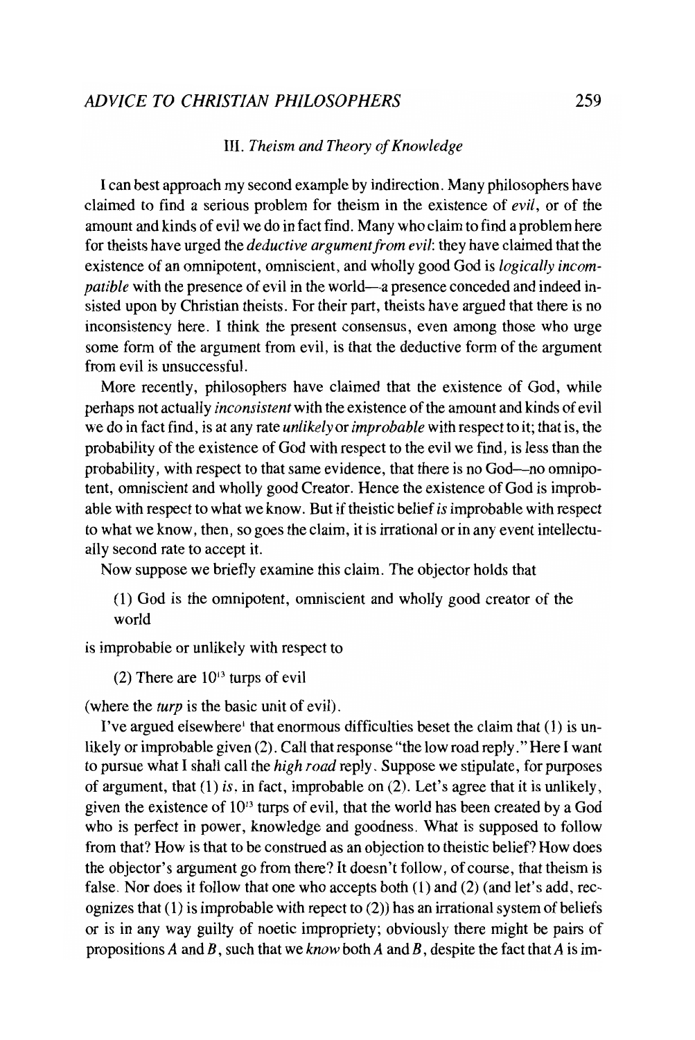### III. *Theism and Theory of Knowledge*

I can best approach my second example by indirection. Many philosophers have claimed to find a serious problem for theism in the existence of *evil*, or of the amount and kinds of evil we do in fact find. Many who claim to find a problem here for theists have urged the *deductive argument from evil*: they have claimed that the existence of an omnipotent, omniscient, and wholly good God is *logically incompatible* with the presence of evil in the world—a presence conceded and indeed insisted upon by Christian theists. For their part, theists have argued that there is no inconsistency here. I think the present consensus, even among those who urge some form of the argument from evil, is that the deductive form of the argument from evil is unsuccessful.

More recently, philosophers have claimed that the existence of God, while perhaps not actually *inconsistent* with the existence of the amount and kinds of evil we do in fact find, is at any rate *unlikely* or *improbable* with respect to it; that is, the probability of the existence of God with respect to the evil we find, is less than the probability, with respect to that same evidence, that there is no God—no omnipotent, omniscient and wholly good Creator. Hence the existence of God is improbable with respect to what we know. But if theistic belief *is* improbable with respect to what we know, then, so goes the claim, it is irrational or in any event intellectually second rate to accept it.

Now suppose we briefly examine this claim. The objector holds that

> (1) God is the omnipotent, omniscient and wholly good creator of the world

is improbable or unlikely with respect to

> (2) There are $10^{13}$ turps of evil

(where the *turp* is the basic unit of evil).

I've argued elsewhere[1] that enormous difficulties beset the claim that (1) is unlikely or improbable given (2). Call that response "the low road reply." Here I want to pursue what I shall call the *high road* reply. Suppose we stipulate, for purposes of argument, that (1) *is*, in fact, improbable on (2). Let's agree that it is unlikely, given the existence of $10^{13}$ turps of evil, that the world has been created by a God who is perfect in power, knowledge and goodness. What is supposed to follow from that? How is that to be construed as an objection to theistic belief? How does the objector's argument go from there? It doesn't follow, of course, that theism is false. Nor does it follow that one who accepts both (1) and (2) (and let's add, recognizes that (1) is improbable with repect to (2)) has an irrational system of beliefs or is in any way guilty of noetic impropriety; obviously there might be pairs of propositions *A* and *B*, such that we *know* both *A* and *B*, despite the fact that *A* is im-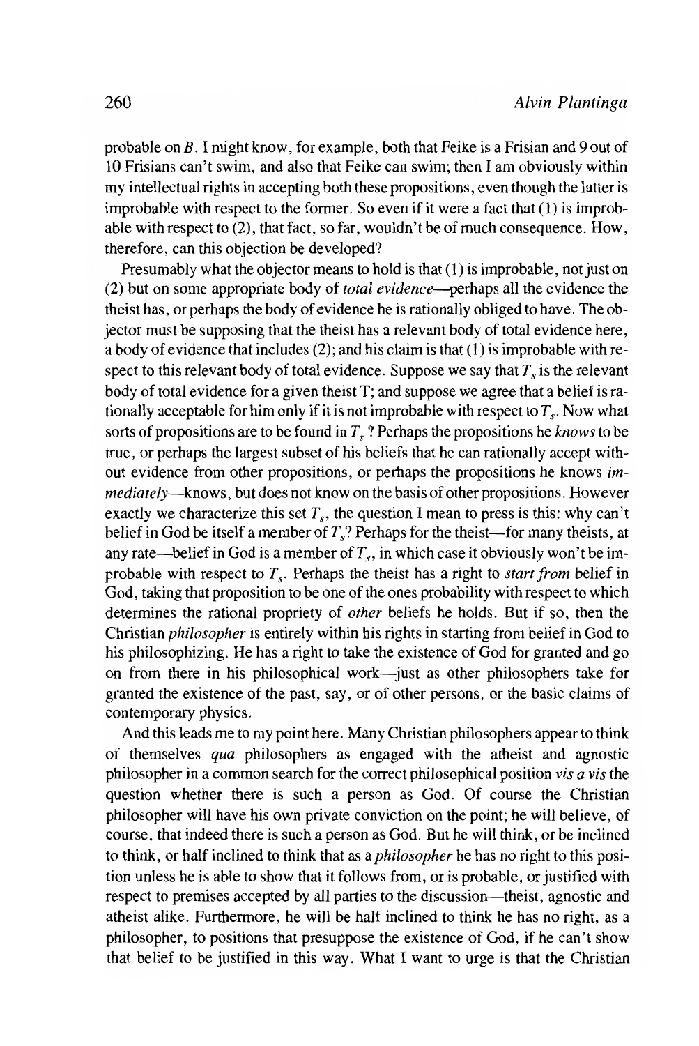probable on $B$. I might know, for example, both that Feike is a Frisian and 9 out of 10 Frisians can't swim, and also that Feike can swim; then I am obviously within my intellectual rights in accepting both these propositions, even though the latter is improbable with respect to the former. So even if it were a fact that (1) is improbable with respect to (2), that fact, so far, wouldn't be of much consequence. How, therefore, can this objection be developed?

Presumably what the objector means to hold is that (1) is improbable, not just on (2) but on some appropriate body of *total evidence*—perhaps all the evidence the theist has, or perhaps the body of evidence he is rationally obliged to have. The objector must be supposing that the theist has a relevant body of total evidence here, a body of evidence that includes (2); and his claim is that (1) is improbable with respect to this relevant body of total evidence. Suppose we say that $T_s$ is the relevant body of total evidence for a given theist T; and suppose we agree that a belief is rationally acceptable for him only if it is not improbable with respect to $T_s$. Now what sorts of propositions are to be found in $T_s$ ? Perhaps the propositions he *knows* to be true, or perhaps the largest subset of his beliefs that he can rationally accept without evidence from other propositions, or perhaps the propositions he knows *immediately*—knows, but does not know on the basis of other propositions. However exactly we characterize this set $T_s$, the question I mean to press is this: why can't belief in God be itself a member of $T_s$? Perhaps for the theist—for many theists, at any rate—belief in God is a member of $T_s$, in which case it obviously won't be improbable with respect to $T_s$. Perhaps the theist has a right to *start from* belief in God, taking that proposition to be one of the ones probability with respect to which determines the rational propriety of *other* beliefs he holds. But if so, then the Christian *philosopher* is entirely within his rights in starting from belief in God to his philosophizing. He has a right to take the existence of God for granted and go on from there in his philosophical work—just as other philosophers take for granted the existence of the past, say, or of other persons, or the basic claims of contemporary physics.

And this leads me to my point here. Many Christian philosophers appear to think of themselves *qua* philosophers as engaged with the atheist and agnostic philosopher in a common search for the correct philosophical position *vis a vis* the question whether there is such a person as God. Of course the Christian philosopher will have his own private conviction on the point; he will believe, of course, that indeed there is such a person as God. But he will think, or be inclined to think, or half inclined to think that as a *philosopher* he has no right to this position unless he is able to show that it follows from, or is probable, or justified with respect to premises accepted by all parties to the discussion—theist, agnostic and atheist alike. Furthermore, he will be half inclined to think he has no right, as a philosopher, to positions that presuppose the existence of God, if he can't show that belief to be justified in this way. What I want to urge is that the Christian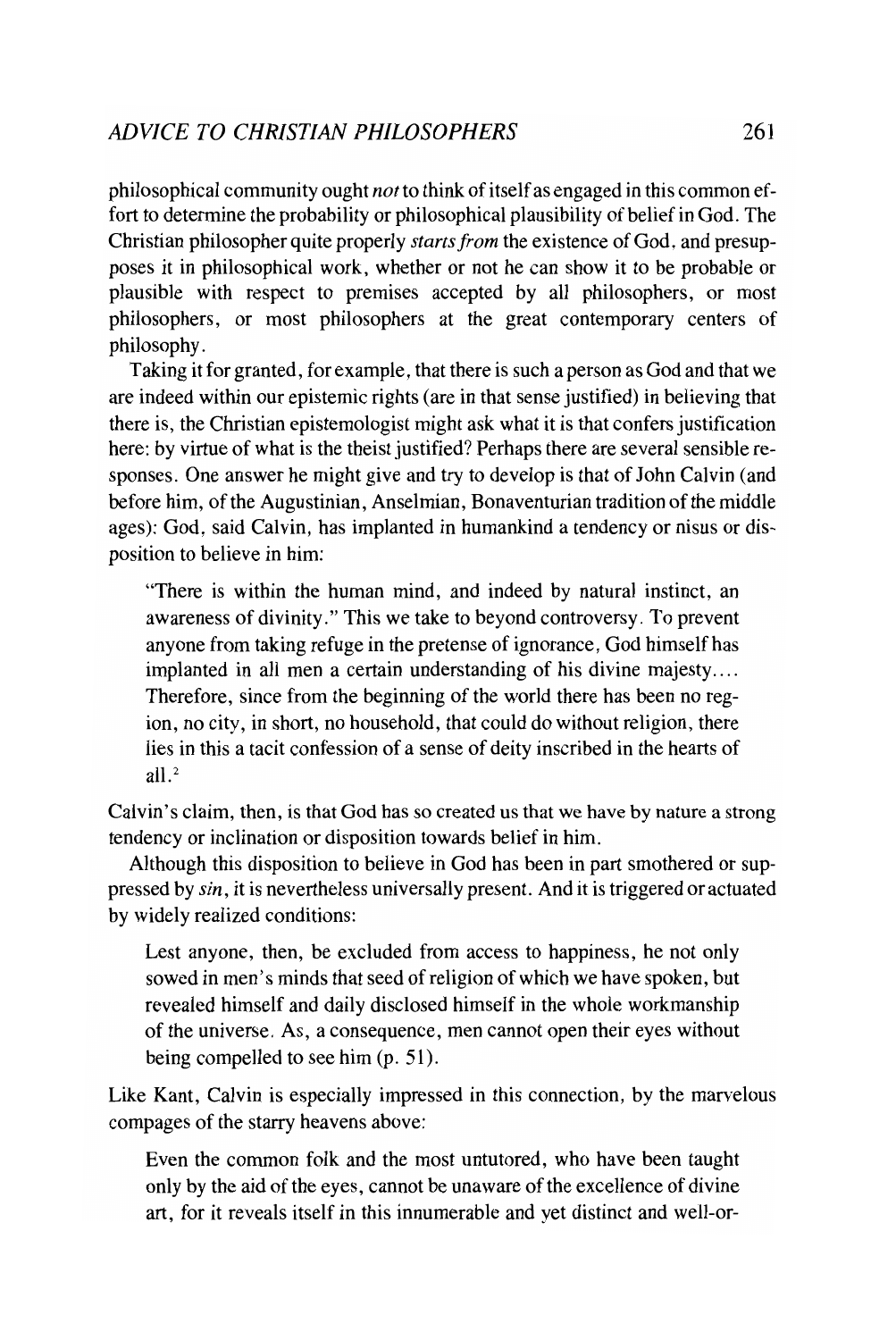philosophical community ought *not* to think of itself as engaged in this common effort to determine the probability or philosophical plausibility of belief in God. The Christian philosopher quite properly *starts from* the existence of God, and presupposes it in philosophical work, whether or not he can show it to be probable or plausible with respect to premises accepted by all philosophers, or most philosophers, or most philosophers at the great contemporary centers of philosophy.

Taking it for granted, for example, that there is such a person as God and that we are indeed within our epistemic rights (are in that sense justified) in believing that there is, the Christian epistemologist might ask what it is that confers justification here: by virtue of what is the theist justified? Perhaps there are several sensible responses. One answer he might give and try to develop is that of John Calvin (and before him, of the Augustinian, Anselmian, Bonaventurian tradition of the middle ages): God, said Calvin, has implanted in humankind a tendency or nisus or disposition to believe in him:

> "There is within the human mind, and indeed by natural instinct, an awareness of divinity." This we take to beyond controversy. To prevent anyone from taking refuge in the pretense of ignorance, God himself has implanted in all men a certain understanding of his divine majesty.... Therefore, since from the beginning of the world there has been no region, no city, in short, no household, that could do without religion, there lies in this a tacit confession of a sense of deity inscribed in the hearts of all.[2]

Calvin's claim, then, is that God has so created us that we have by nature a strong tendency or inclination or disposition towards belief in him.

Although this disposition to believe in God has been in part smothered or suppressed by *sin*, it is nevertheless universally present. And it is triggered or actuated by widely realized conditions:

> Lest anyone, then, be excluded from access to happiness, he not only sowed in men's minds that seed of religion of which we have spoken, but revealed himself and daily disclosed himself in the whole workmanship of the universe. As, a consequence, men cannot open their eyes without being compelled to see him (p. 51).

Like Kant, Calvin is especially impressed in this connection, by the marvelous compages of the starry heavens above:

> Even the common folk and the most untutored, who have been taught only by the aid of the eyes, cannot be unaware of the excellence of divine art, for it reveals itself in this innumerable and yet distinct and well-or-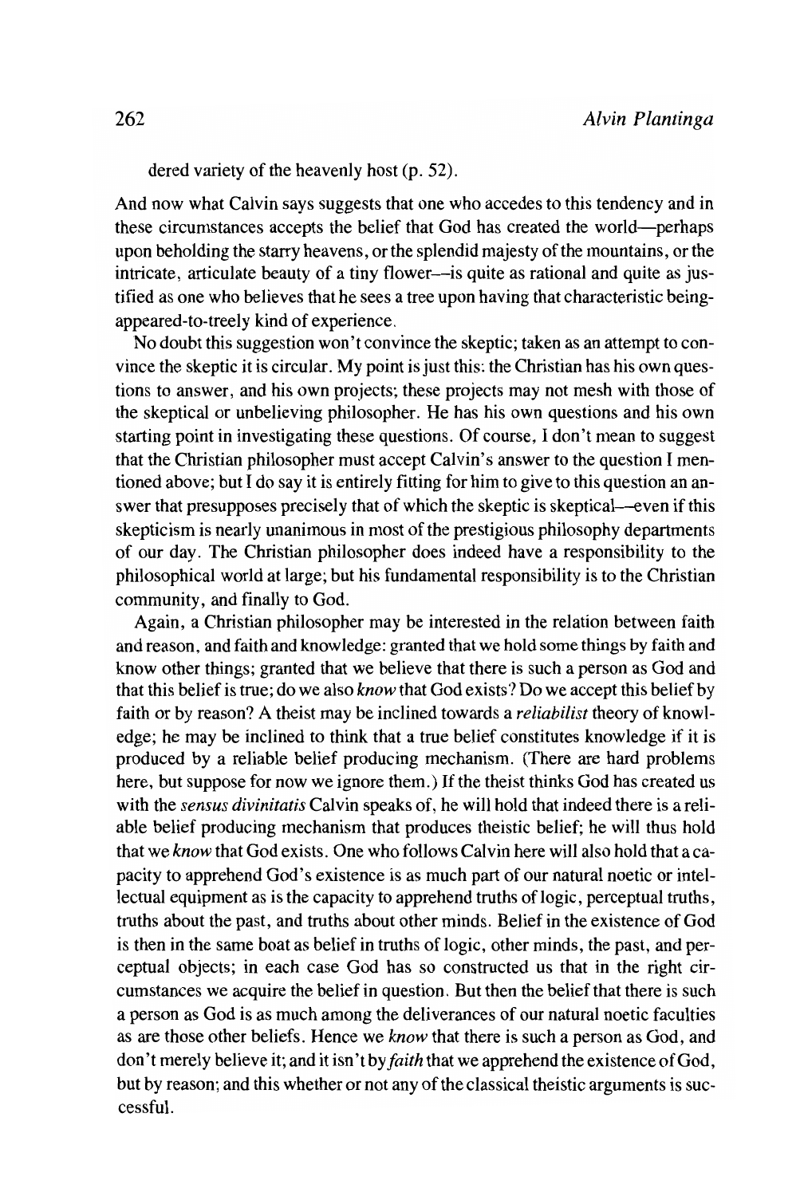dered variety of the heavenly host (p. 52).

And now what Calvin says suggests that one who accedes to this tendency and in these circumstances accepts the belief that God has created the world—perhaps upon beholding the starry heavens, or the splendid majesty of the mountains, or the intricate, articulate beauty of a tiny flower—is quite as rational and quite as justified as one who believes that he sees a tree upon having that characteristic being-appeared-to-treely kind of experience.

No doubt this suggestion won't convince the skeptic; taken as an attempt to convince the skeptic it is circular. My point is just this: the Christian has his own questions to answer, and his own projects; these projects may not mesh with those of the skeptical or unbelieving philosopher. He has his own questions and his own starting point in investigating these questions. Of course, I don't mean to suggest that the Christian philosopher must accept Calvin's answer to the question I mentioned above; but I do say it is entirely fitting for him to give to this question an answer that presupposes precisely that of which the skeptic is skeptical—even if this skepticism is nearly unanimous in most of the prestigious philosophy departments of our day. The Christian philosopher does indeed have a responsibility to the philosophical world at large; but his fundamental responsibility is to the Christian community, and finally to God.

Again, a Christian philosopher may be interested in the relation between faith and reason, and faith and knowledge: granted that we hold some things by faith and know other things; granted that we believe that there is such a person as God and that this belief is true; do we also *know* that God exists? Do we accept this belief by faith or by reason? A theist may be inclined towards a *reliabilist* theory of knowledge; he may be inclined to think that a true belief constitutes knowledge if it is produced by a reliable belief producing mechanism. (There are hard problems here, but suppose for now we ignore them.) If the theist thinks God has created us with the *sensus divinitatis* Calvin speaks of, he will hold that indeed there is a reliable belief producing mechanism that produces theistic belief; he will thus hold that we *know* that God exists. One who follows Calvin here will also hold that a capacity to apprehend God's existence is as much part of our natural noetic or intellectual equipment as is the capacity to apprehend truths of logic, perceptual truths, truths about the past, and truths about other minds. Belief in the existence of God is then in the same boat as belief in truths of logic, other minds, the past, and perceptual objects; in each case God has so constructed us that in the right circumstances we acquire the belief in question. But then the belief that there is such a person as God is as much among the deliverances of our natural noetic faculties as are those other beliefs. Hence we *know* that there is such a person as God, and don't merely believe it; and it isn't by *faith* that we apprehend the existence of God, but by reason; and this whether or not any of the classical theistic arguments is successful.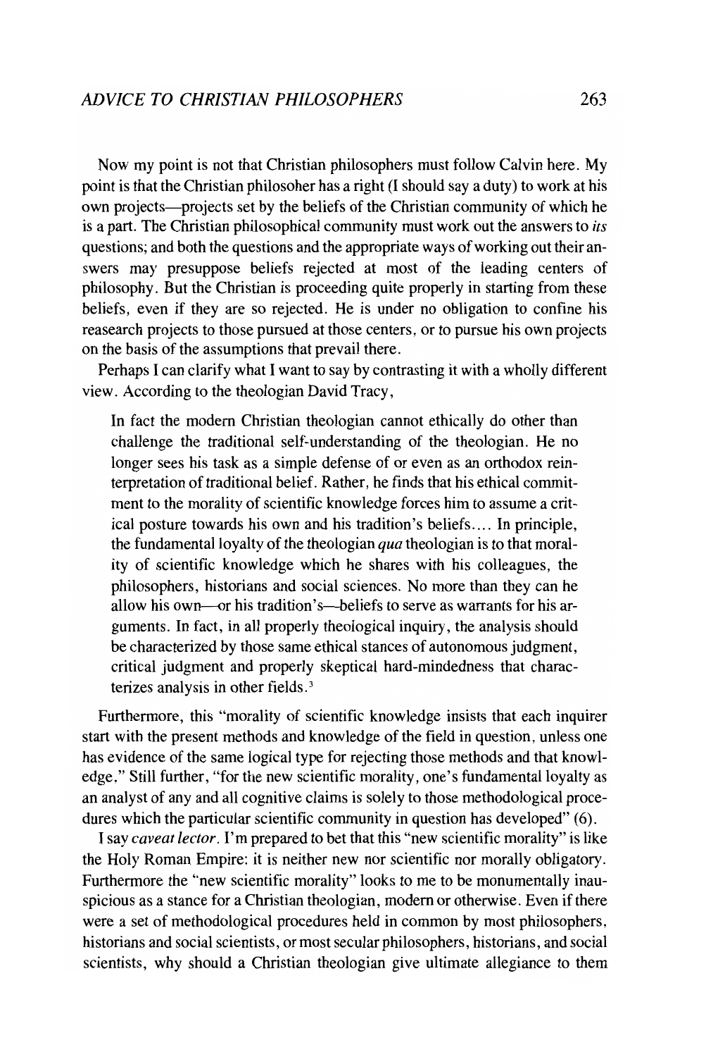Now my point is not that Christian philosophers must follow Calvin here. My point is that the Christian philosoher has a right (I should say a duty) to work at his own projects—projects set by the beliefs of the Christian community of which he is a part. The Christian philosophical community must work out the answers to *its* questions; and both the questions and the appropriate ways of working out their answers may presuppose beliefs rejected at most of the leading centers of philosophy. But the Christian is proceeding quite properly in starting from these beliefs, even if they are so rejected. He is under no obligation to confine his reasearch projects to those pursued at those centers, or to pursue his own projects on the basis of the assumptions that prevail there.

Perhaps I can clarify what I want to say by contrasting it with a wholly different view. According to the theologian David Tracy,

> In fact the modern Christian theologian cannot ethically do other than challenge the traditional self-understanding of the theologian. He no longer sees his task as a simple defense of or even as an orthodox reinterpretation of traditional belief. Rather, he finds that his ethical commitment to the morality of scientific knowledge forces him to assume a critical posture towards his own and his tradition's beliefs.... In principle, the fundamental loyalty of the theologian *qua* theologian is to that morality of scientific knowledge which he shares with his colleagues, the philosophers, historians and social sciences. No more than they can he allow his own—or his tradition's—beliefs to serve as warrants for his arguments. In fact, in all properly theological inquiry, the analysis should be characterized by those same ethical stances of autonomous judgment, critical judgment and properly skeptical hard-mindedness that characterizes analysis in other fields.[3]

Furthermore, this "morality of scientific knowledge insists that each inquirer start with the present methods and knowledge of the field in question, unless one has evidence of the same logical type for rejecting those methods and that knowledge." Still further, "for the new scientific morality, one's fundamental loyalty as an analyst of any and all cognitive claims is solely to those methodological procedures which the particular scientific community in question has developed" (6).

I say *caveat lector*. I'm prepared to bet that this "new scientific morality" is like the Holy Roman Empire: it is neither new nor scientific nor morally obligatory. Furthermore the "new scientific morality" looks to me to be monumentally inauspicious as a stance for a Christian theologian, modern or otherwise. Even if there were a set of methodological procedures held in common by most philosophers, historians and social scientists, or most secular philosophers, historians, and social scientists, why should a Christian theologian give ultimate allegiance to them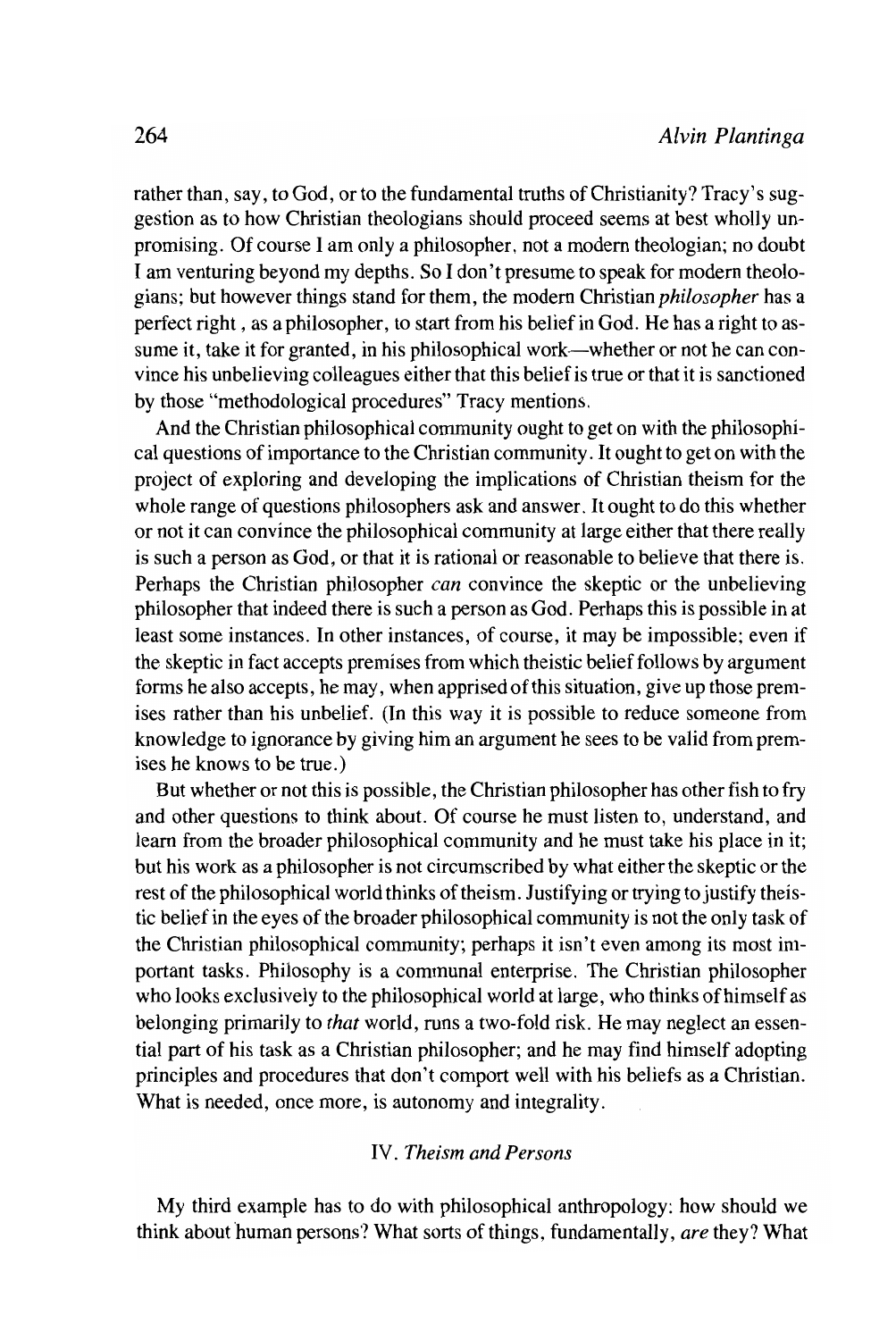rather than, say, to God, or to the fundamental truths of Christianity? Tracy's suggestion as to how Christian theologians should proceed seems at best wholly unpromising. Of course I am only a philosopher, not a modern theologian; no doubt I am venturing beyond my depths. So I don't presume to speak for modern theologians; but however things stand for them, the modern Christian *philosopher* has a perfect right, as a philosopher, to start from his belief in God. He has a right to assume it, take it for granted, in his philosophical work—whether or not he can convince his unbelieving colleagues either that this belief is true or that it is sanctioned by those "methodological procedures" Tracy mentions.

And the Christian philosophical community ought to get on with the philosophical questions of importance to the Christian community. It ought to get on with the project of exploring and developing the implications of Christian theism for the whole range of questions philosophers ask and answer. It ought to do this whether or not it can convince the philosophical community at large either that there really is such a person as God, or that it is rational or reasonable to believe that there is. Perhaps the Christian philosopher *can* convince the skeptic or the unbelieving philosopher that indeed there is such a person as God. Perhaps this is possible in at least some instances. In other instances, of course, it may be impossible; even if the skeptic in fact accepts premises from which theistic belief follows by argument forms he also accepts, he may, when apprised of this situation, give up those premises rather than his unbelief. (In this way it is possible to reduce someone from knowledge to ignorance by giving him an argument he sees to be valid from premises he knows to be true.)

But whether or not this is possible, the Christian philosopher has other fish to fry and other questions to think about. Of course he must listen to, understand, and learn from the broader philosophical community and he must take his place in it; but his work as a philosopher is not circumscribed by what either the skeptic or the rest of the philosophical world thinks of theism. Justifying or trying to justify theistic belief in the eyes of the broader philosophical community is not the only task of the Christian philosophical community; perhaps it isn't even among its most important tasks. Philosophy is a communal enterprise. The Christian philosopher who looks exclusively to the philosophical world at large, who thinks of himself as belonging primarily to *that* world, runs a two-fold risk. He may neglect an essential part of his task as a Christian philosopher; and he may find himself adopting principles and procedures that don't comport well with his beliefs as a Christian. What is needed, once more, is autonomy and integrality.

## IV. *Theism and Persons*

My third example has to do with philosophical anthropology: how should we think about human persons? What sorts of things, fundamentally, *are* they? What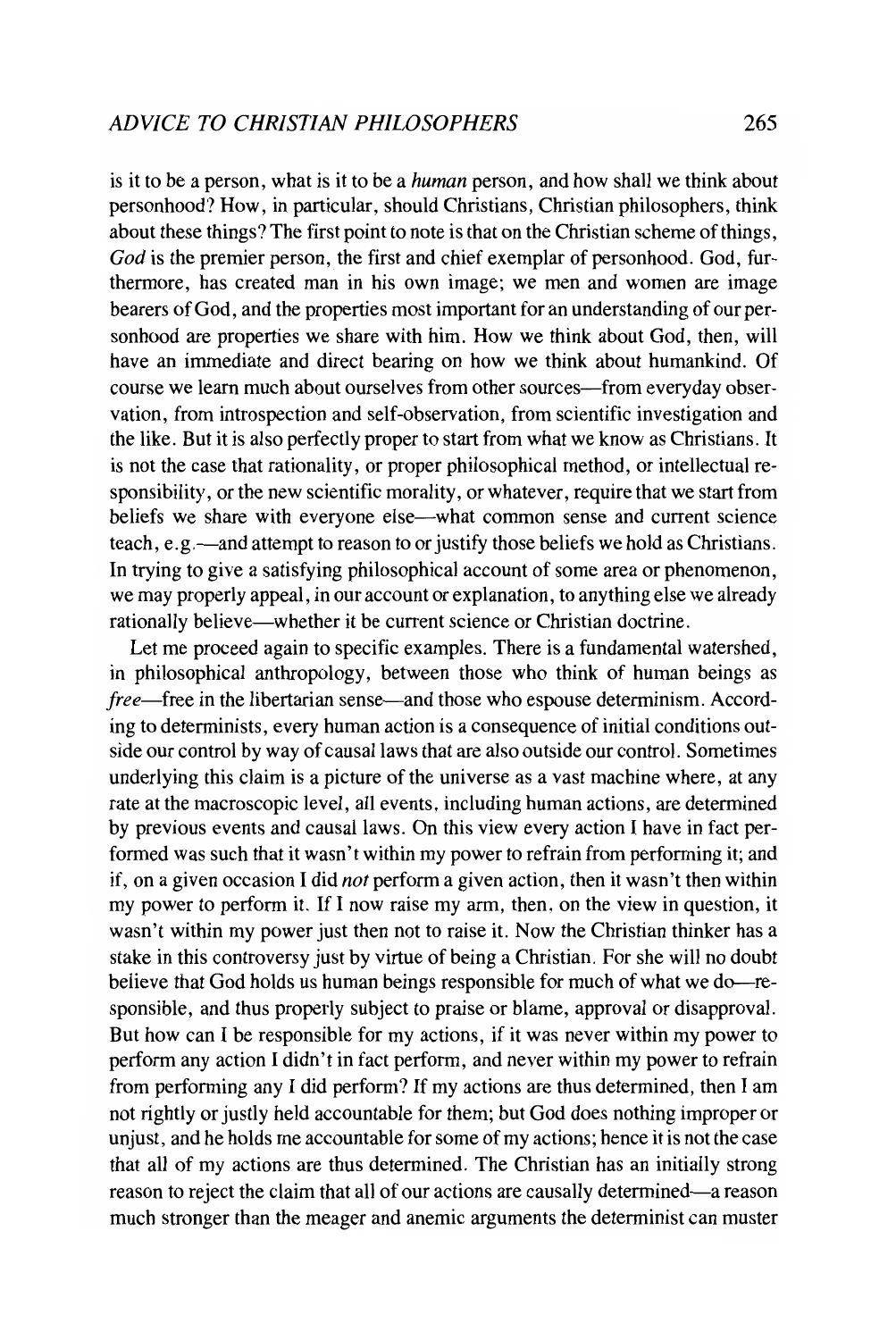is it to be a person, what is it to be a *human* person, and how shall we think about personhood? How, in particular, should Christians, Christian philosophers, think about these things? The first point to note is that on the Christian scheme of things, *God* is the premier person, the first and chief exemplar of personhood. God, furthermore, has created man in his own image; we men and women are image bearers of God, and the properties most important for an understanding of our personhood are properties we share with him. How we think about God, then, will have an immediate and direct bearing on how we think about humankind. Of course we learn much about ourselves from other sources—from everyday observation, from introspection and self-observation, from scientific investigation and the like. But it is also perfectly proper to start from what we know as Christians. It is not the case that rationality, or proper philosophical method, or intellectual responsibility, or the new scientific morality, or whatever, require that we start from beliefs we share with everyone else—what common sense and current science teach, e.g.—and attempt to reason to or justify those beliefs we hold as Christians. In trying to give a satisfying philosophical account of some area or phenomenon, we may properly appeal, in our account or explanation, to anything else we already rationally believe—whether it be current science or Christian doctrine.

Let me proceed again to specific examples. There is a fundamental watershed, in philosophical anthropology, between those who think of human beings as *free*—free in the libertarian sense—and those who espouse determinism. According to determinists, every human action is a consequence of initial conditions outside our control by way of causal laws that are also outside our control. Sometimes underlying this claim is a picture of the universe as a vast machine where, at any rate at the macroscopic level, all events, including human actions, are determined by previous events and causal laws. On this view every action I have in fact performed was such that it wasn't within my power to refrain from performing it; and if, on a given occasion I did *not* perform a given action, then it wasn't then within my power to perform it. If I now raise my arm, then, on the view in question, it wasn't within my power just then not to raise it. Now the Christian thinker has a stake in this controversy just by virtue of being a Christian. For she will no doubt believe that God holds us human beings responsible for much of what we do—responsible, and thus properly subject to praise or blame, approval or disapproval. But how can I be responsible for my actions, if it was never within my power to perform any action I didn't in fact perform, and never within my power to refrain from performing any I did perform? If my actions are thus determined, then I am not rightly or justly held accountable for them; but God does nothing improper or unjust, and he holds me accountable for some of my actions; hence it is not the case that all of my actions are thus determined. The Christian has an initially strong reason to reject the claim that all of our actions are causally determined—a reason much stronger than the meager and anemic arguments the determinist can muster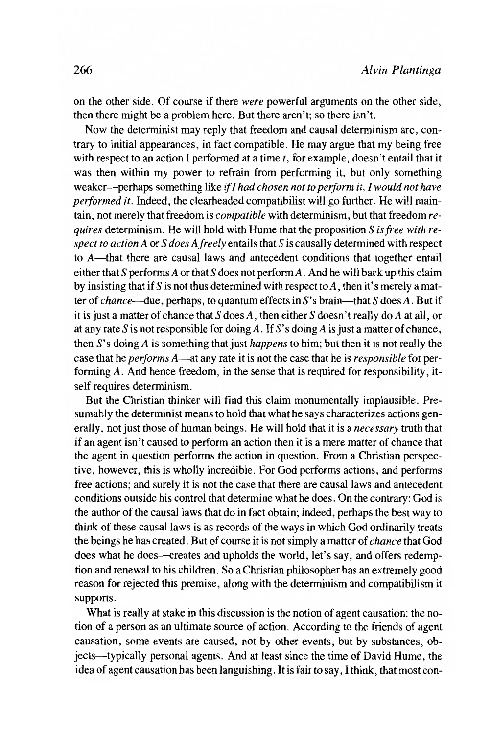on the other side. Of course if there *were* powerful arguments on the other side, then there might be a problem here. But there aren't; so there isn't.

Now the determinist may reply that freedom and causal determinism are, contrary to initial appearances, in fact compatible. He may argue that my being free with respect to an action I performed at a time *t*, for example, doesn't entail that it was then within my power to refrain from performing it, but only something weaker—perhaps something like *if I had chosen not to perform it, I would not have performed it*. Indeed, the clearheaded compatibilist will go further. He will maintain, not merely that freedom is *compatible* with determinism, but that freedom *requires* determinism. He will hold with Hume that the proposition *S is free with respect to action A* or *S does A freely* entails that *S* is causally determined with respect to *A*—that there are causal laws and antecedent conditions that together entail either that *S* performs *A* or that *S* does not perform *A*. And he will back up this claim by insisting that if *S* is not thus determined with respect to *A*, then it's merely a matter of *chance*—due, perhaps, to quantum effects in *S*'s brain—that *S* does *A*. But if it is just a matter of chance that *S* does *A*, then either *S* doesn't really do *A* at all, or at any rate *S* is not responsible for doing *A*. If *S*'s doing *A* is just a matter of chance, then *S*'s doing *A* is something that just *happens* to him; but then it is not really the case that he *performs A*—at any rate it is not the case that he is *responsible* for performing *A*. And hence freedom, in the sense that is required for responsibility, itself requires determinism.

But the Christian thinker will find this claim monumentally implausible. Presumably the determinist means to hold that what he says characterizes actions generally, not just those of human beings. He will hold that it is a *necessary* truth that if an agent isn't caused to perform an action then it is a mere matter of chance that the agent in question performs the action in question. From a Christian perspective, however, this is wholly incredible. For God performs actions, and performs free actions; and surely it is not the case that there are causal laws and antecedent conditions outside his control that determine what he does. On the contrary: God is the author of the causal laws that do in fact obtain; indeed, perhaps the best way to think of these causal laws is as records of the ways in which God ordinarily treats the beings he has created. But of course it is not simply a matter of *chance* that God does what he does—creates and upholds the world, let's say, and offers redemption and renewal to his children. So a Christian philosopher has an extremely good reason for rejected this premise, along with the determinism and compatibilism it supports.

What is really at stake in this discussion is the notion of agent causation: the notion of a person as an ultimate source of action. According to the friends of agent causation, some events are caused, not by other events, but by substances, objects—typically personal agents. And at least since the time of David Hume, the idea of agent causation has been languishing. It is fair to say, I think, that most con-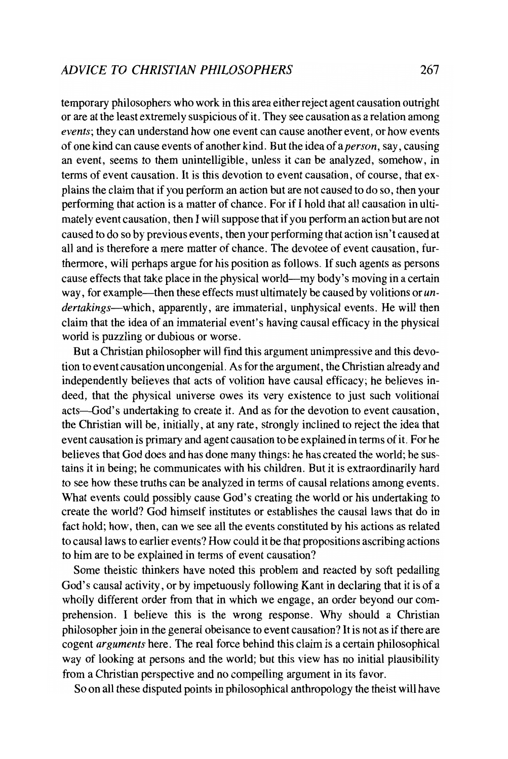temporary philosophers who work in this area either reject agent causation outright or are at the least extremely suspicious of it. They see causation as a relation among *events*; they can understand how one event can cause another event, or how events of one kind can cause events of another kind. But the idea of a *person*, say, causing an event, seems to them unintelligible, unless it can be analyzed, somehow, in terms of event causation. It is this devotion to event causation, of course, that explains the claim that if you perform an action but are not caused to do so, then your performing that action is a matter of chance. For if I hold that all causation in ultimately event causation, then I will suppose that if you perform an action but are not caused to do so by previous events, then your performing that action isn't caused at all and is therefore a mere matter of chance. The devotee of event causation, furthermore, will perhaps argue for his position as follows. If such agents as persons cause effects that take place in the physical world—my body's moving in a certain way, for example—then these effects must ultimately be caused by volitions or *undertakings*—which, apparently, are immaterial, unphysical events. He will then claim that the idea of an immaterial event's having causal efficacy in the physical world is puzzling or dubious or worse.

But a Christian philosopher will find this argument unimpressive and this devotion to event causation uncongenial. As for the argument, the Christian already and independently believes that acts of volition have causal efficacy; he believes indeed, that the physical universe owes its very existence to just such volitional acts—God's undertaking to create it. And as for the devotion to event causation, the Christian will be, initially, at any rate, strongly inclined to reject the idea that event causation is primary and agent causation to be explained in terms of it. For he believes that God does and has done many things: he has created the world; he sustains it in being; he communicates with his children. But it is extraordinarily hard to see how these truths can be analyzed in terms of causal relations among events. What events could possibly cause God's creating the world or his undertaking to create the world? God himself institutes or establishes the causal laws that do in fact hold; how, then, can we see all the events constituted by his actions as related to causal laws to earlier events? How could it be that propositions ascribing actions to him are to be explained in terms of event causation?

Some theistic thinkers have noted this problem and reacted by soft pedalling God's causal activity, or by impetuously following Kant in declaring that it is of a wholly different order from that in which we engage, an order beyond our comprehension. I believe this is the wrong response. Why should a Christian philosopher join in the general obeisance to event causation? It is not as if there are cogent *arguments* here. The real force behind this claim is a certain philosophical way of looking at persons and the world; but this view has no initial plausibility from a Christian perspective and no compelling argument in its favor.

So on all these disputed points in philosophical anthropology the theist will have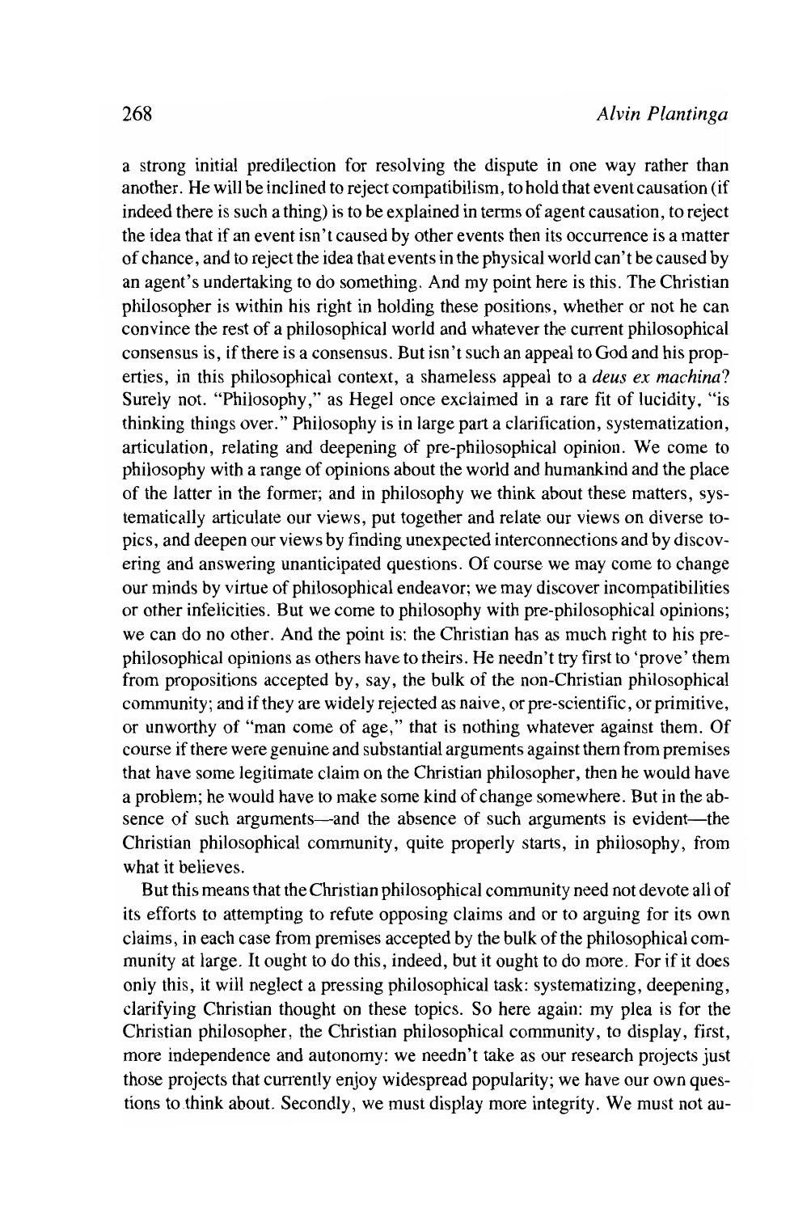a strong initial predilection for resolving the dispute in one way rather than another. He will be inclined to reject compatibilism, to hold that event causation (if indeed there is such a thing) is to be explained in terms of agent causation, to reject the idea that if an event isn't caused by other events then its occurrence is a matter of chance, and to reject the idea that events in the physical world can't be caused by an agent's undertaking to do something. And my point here is this. The Christian philosopher is within his right in holding these positions, whether or not he can convince the rest of a philosophical world and whatever the current philosophical consensus is, if there is a consensus. But isn't such an appeal to God and his properties, in this philosophical context, a shameless appeal to a *deus ex machina*? Surely not. "Philosophy," as Hegel once exclaimed in a rare fit of lucidity, "is thinking things over." Philosophy is in large part a clarification, systematization, articulation, relating and deepening of pre-philosophical opinion. We come to philosophy with a range of opinions about the world and humankind and the place of the latter in the former; and in philosophy we think about these matters, systematically articulate our views, put together and relate our views on diverse topics, and deepen our views by finding unexpected interconnections and by discovering and answering unanticipated questions. Of course we may come to change our minds by virtue of philosophical endeavor; we may discover incompatibilities or other infelicities. But we come to philosophy with pre-philosophical opinions; we can do no other. And the point is: the Christian has as much right to his pre-philosophical opinions as others have to theirs. He needn't try first to 'prove' them from propositions accepted by, say, the bulk of the non-Christian philosophical community; and if they are widely rejected as naive, or pre-scientific, or primitive, or unworthy of "man come of age," that is nothing whatever against them. Of course if there were genuine and substantial arguments against them from premises that have some legitimate claim on the Christian philosopher, then he would have a problem; he would have to make some kind of change somewhere. But in the absence of such arguments—and the absence of such arguments is evident—the Christian philosophical community, quite properly starts, in philosophy, from what it believes.

But this means that the Christian philosophical community need not devote all of its efforts to attempting to refute opposing claims and or to arguing for its own claims, in each case from premises accepted by the bulk of the philosophical community at large. It ought to do this, indeed, but it ought to do more. For if it does only this, it will neglect a pressing philosophical task: systematizing, deepening, clarifying Christian thought on these topics. So here again: my plea is for the Christian philosopher, the Christian philosophical community, to display, first, more independence and autonomy: we needn't take as our research projects just those projects that currently enjoy widespread popularity; we have our own questions to think about. Secondly, we must display more integrity. We must not au-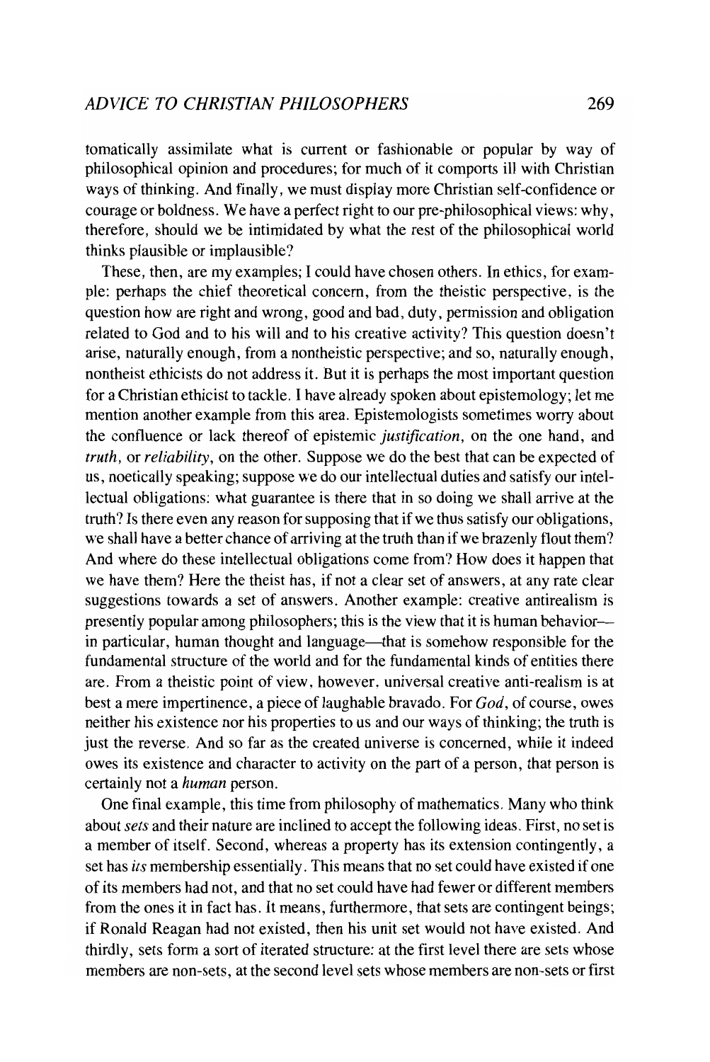tomatically assimilate what is current or fashionable or popular by way of philosophical opinion and procedures; for much of it comports ill with Christian ways of thinking. And finally, we must display more Christian self-confidence or courage or boldness. We have a perfect right to our pre-philosophical views: why, therefore, should we be intimidated by what the rest of the philosophical world thinks plausible or implausible?

These, then, are my examples; I could have chosen others. In ethics, for example: perhaps the chief theoretical concern, from the theistic perspective, is the question how are right and wrong, good and bad, duty, permission and obligation related to God and to his will and to his creative activity? This question doesn't arise, naturally enough, from a nontheistic perspective; and so, naturally enough, nontheist ethicists do not address it. But it is perhaps the most important question for a Christian ethicist to tackle. I have already spoken about epistemology; let me mention another example from this area. Epistemologists sometimes worry about the confluence or lack thereof of epistemic *justification*, on the one hand, and *truth*, or *reliability*, on the other. Suppose we do the best that can be expected of us, noetically speaking; suppose we do our intellectual duties and satisfy our intellectual obligations: what guarantee is there that in so doing we shall arrive at the truth? Is there even any reason for supposing that if we thus satisfy our obligations, we shall have a better chance of arriving at the truth than if we brazenly flout them? And where do these intellectual obligations come from? How does it happen that we have them? Here the theist has, if not a clear set of answers, at any rate clear suggestions towards a set of answers. Another example: creative antirealism is presently popular among philosophers; this is the view that it is human behavior—in particular, human thought and language—that is somehow responsible for the fundamental structure of the world and for the fundamental kinds of entities there are. From a theistic point of view, however, universal creative anti-realism is at best a mere impertinence, a piece of laughable bravado. For *God*, of course, owes neither his existence nor his properties to us and our ways of thinking; the truth is just the reverse. And so far as the created universe is concerned, while it indeed owes its existence and character to activity on the part of a person, that person is certainly not a *human* person.

One final example, this time from philosophy of mathematics. Many who think about *sets* and their nature are inclined to accept the following ideas. First, no set is a member of itself. Second, whereas a property has its extension contingently, a set has *its* membership essentially. This means that no set could have existed if one of its members had not, and that no set could have had fewer or different members from the ones it in fact has. It means, furthermore, that sets are contingent beings; if Ronald Reagan had not existed, then his unit set would not have existed. And thirdly, sets form a sort of iterated structure: at the first level there are sets whose members are non-sets, at the second level sets whose members are non-sets or first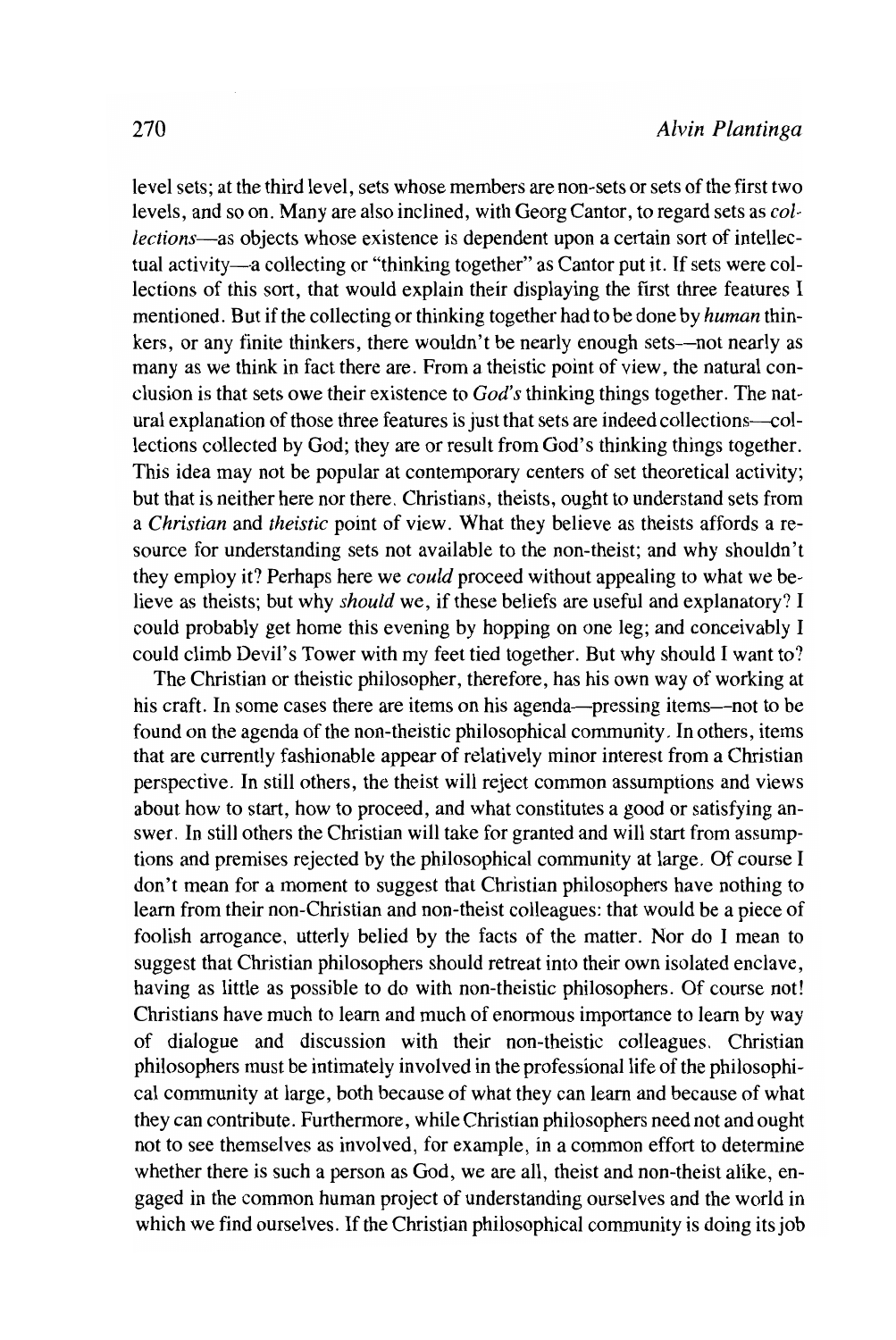level sets; at the third level, sets whose members are non-sets or sets of the first two levels, and so on. Many are also inclined, with Georg Cantor, to regard sets as *collections*—as objects whose existence is dependent upon a certain sort of intellectual activity—a collecting or "thinking together" as Cantor put it. If sets were collections of this sort, that would explain their displaying the first three features I mentioned. But if the collecting or thinking together had to be done by *human* thinkers, or any finite thinkers, there wouldn't be nearly enough sets—not nearly as many as we think in fact there are. From a theistic point of view, the natural conclusion is that sets owe their existence to *God's* thinking things together. The natural explanation of those three features is just that sets are indeed collections—collections collected by God; they are or result from God's thinking things together. This idea may not be popular at contemporary centers of set theoretical activity; but that is neither here nor there. Christians, theists, ought to understand sets from a *Christian* and *theistic* point of view. What they believe as theists affords a resource for understanding sets not available to the non-theist; and why shouldn't they employ it? Perhaps here we *could* proceed without appealing to what we believe as theists; but why *should* we, if these beliefs are useful and explanatory? I could probably get home this evening by hopping on one leg; and conceivably I could climb Devil's Tower with my feet tied together. But why should I want to?

The Christian or theistic philosopher, therefore, has his own way of working at his craft. In some cases there are items on his agenda—pressing items—not to be found on the agenda of the non-theistic philosophical community. In others, items that are currently fashionable appear of relatively minor interest from a Christian perspective. In still others, the theist will reject common assumptions and views about how to start, how to proceed, and what constitutes a good or satisfying answer. In still others the Christian will take for granted and will start from assumptions and premises rejected by the philosophical community at large. Of course I don't mean for a moment to suggest that Christian philosophers have nothing to learn from their non-Christian and non-theist colleagues: that would be a piece of foolish arrogance, utterly belied by the facts of the matter. Nor do I mean to suggest that Christian philosophers should retreat into their own isolated enclave, having as little as possible to do with non-theistic philosophers. Of course not! Christians have much to learn and much of enormous importance to learn by way of dialogue and discussion with their non-theistic colleagues. Christian philosophers must be intimately involved in the professional life of the philosophical community at large, both because of what they can learn and because of what they can contribute. Furthermore, while Christian philosophers need not and ought not to see themselves as involved, for example, in a common effort to determine whether there is such a person as God, we are all, theist and non-theist alike, engaged in the common human project of understanding ourselves and the world in which we find ourselves. If the Christian philosophical community is doing its job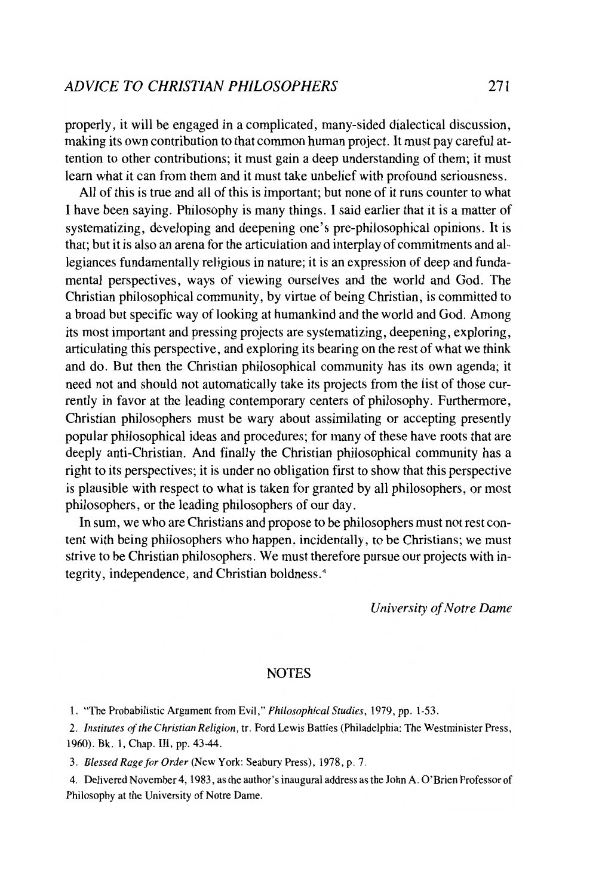properly, it will be engaged in a complicated, many-sided dialectical discussion, making its own contribution to that common human project. It must pay careful attention to other contributions; it must gain a deep understanding of them; it must learn what it can from them and it must take unbelief with profound seriousness.

All of this is true and all of this is important; but none of it runs counter to what I have been saying. Philosophy is many things. I said earlier that it is a matter of systematizing, developing and deepening one's pre-philosophical opinions. It is that; but it is also an arena for the articulation and interplay of commitments and allegiances fundamentally religious in nature; it is an expression of deep and fundamental perspectives, ways of viewing ourselves and the world and God. The Christian philosophical community, by virtue of being Christian, is committed to a broad but specific way of looking at humankind and the world and God. Among its most important and pressing projects are systematizing, deepening, exploring, articulating this perspective, and exploring its bearing on the rest of what we think and do. But then the Christian philosophical community has its own agenda; it need not and should not automatically take its projects from the list of those currently in favor at the leading contemporary centers of philosophy. Furthermore, Christian philosophers must be wary about assimilating or accepting presently popular philosophical ideas and procedures; for many of these have roots that are deeply anti-Christian. And finally the Christian philosophical community has a right to its perspectives; it is under no obligation first to show that this perspective is plausible with respect to what is taken for granted by all philosophers, or most philosophers, or the leading philosophers of our day.

In sum, we who are Christians and propose to be philosophers must not rest content with being philosophers who happen, incidentally, to be Christians; we must strive to be Christian philosophers. We must therefore pursue our projects with integrity, independence, and Christian boldness.[4]

*University of Notre Dame*

## NOTES

1. "The Probabilistic Argument from Evil," *Philosophical Studies*, 1979, pp. 1-53.

2. *Institutes of the Christian Religion*, tr. Ford Lewis Battles (Philadelphia: The Westminister Press, 1960). Bk. 1, Chap. III, pp. 43-44.

3. *Blessed Rage for Order* (New York: Seabury Press), 1978, p. 7.

4. Delivered November 4, 1983, as the author's inaugural address as the John A. O'Brien Professor of Philosophy at the University of Notre Dame.